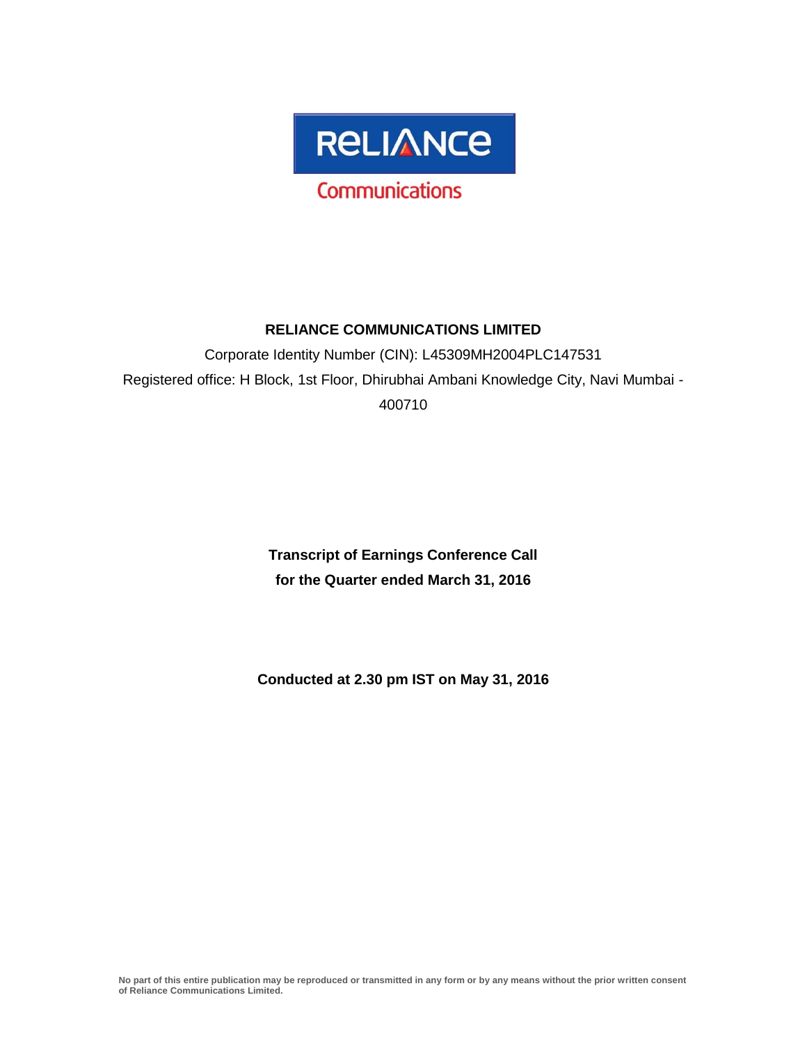RELIANCE

Communications

# RELIANCE COMMUNICATIONS LIMITED

Corporate Identity Number (CIN): L45309MH2004PLC147531

Registered office: H Block, 1st Floor, Dhirubhai Ambani Knowledge City, Navi Mumbai - 400710

## Transcript of Earnings Conference Call for the Quarter ended March 31, 2016

**Conducted at 2.30 pm IST on May 31, 2016**

**No part of this entire publication may be reproduced or transmitted in any form or by any means without the prior written consent of Reliance Communications Limited.**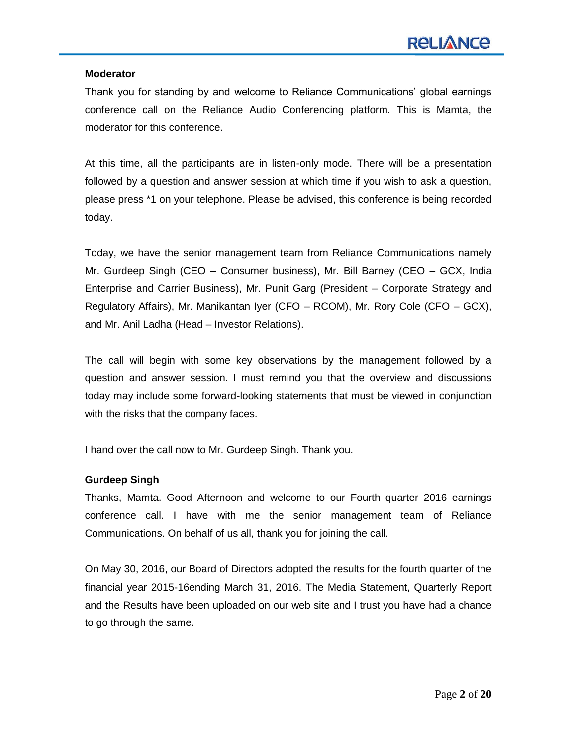**Moderator**

Thank you for standing by and welcome to Reliance Communications' global earnings conference call on the Reliance Audio Conferencing platform. This is Mamta, the moderator for this conference.

At this time, all the participants are in listen-only mode. There will be a presentation followed by a question and answer session at which time if you wish to ask a question, please press *1 on your telephone. Please be advised, this conference is being recorded today.

Today, we have the senior management team from Reliance Communications namely Mr. Gurdeep Singh (CEO – Consumer business), Mr. Bill Barney (CEO – GCX, India Enterprise and Carrier Business), Mr. Punit Garg (President – Corporate Strategy and Regulatory Affairs), Mr. Manikantan Iyer (CFO – RCOM), Mr. Rory Cole (CFO – GCX), and Mr. Anil Ladha (Head – Investor Relations).

The call will begin with some key observations by the management followed by a question and answer session. I must remind you that the overview and discussions today may include some forward-looking statements that must be viewed in conjunction with the risks that the company faces.

I hand over the call now to Mr. Gurdeep Singh. Thank you.

**Gurdeep Singh**

Thanks, Mamta. Good Afternoon and welcome to our Fourth quarter 2016 earnings conference call. I have with me the senior management team of Reliance Communications. On behalf of us all, thank you for joining the call.

On May 30, 2016, our Board of Directors adopted the results for the fourth quarter of the financial year 2015-16ending March 31, 2016. The Media Statement, Quarterly Report and the Results have been uploaded on our web site and I trust you have had a chance to go through the same.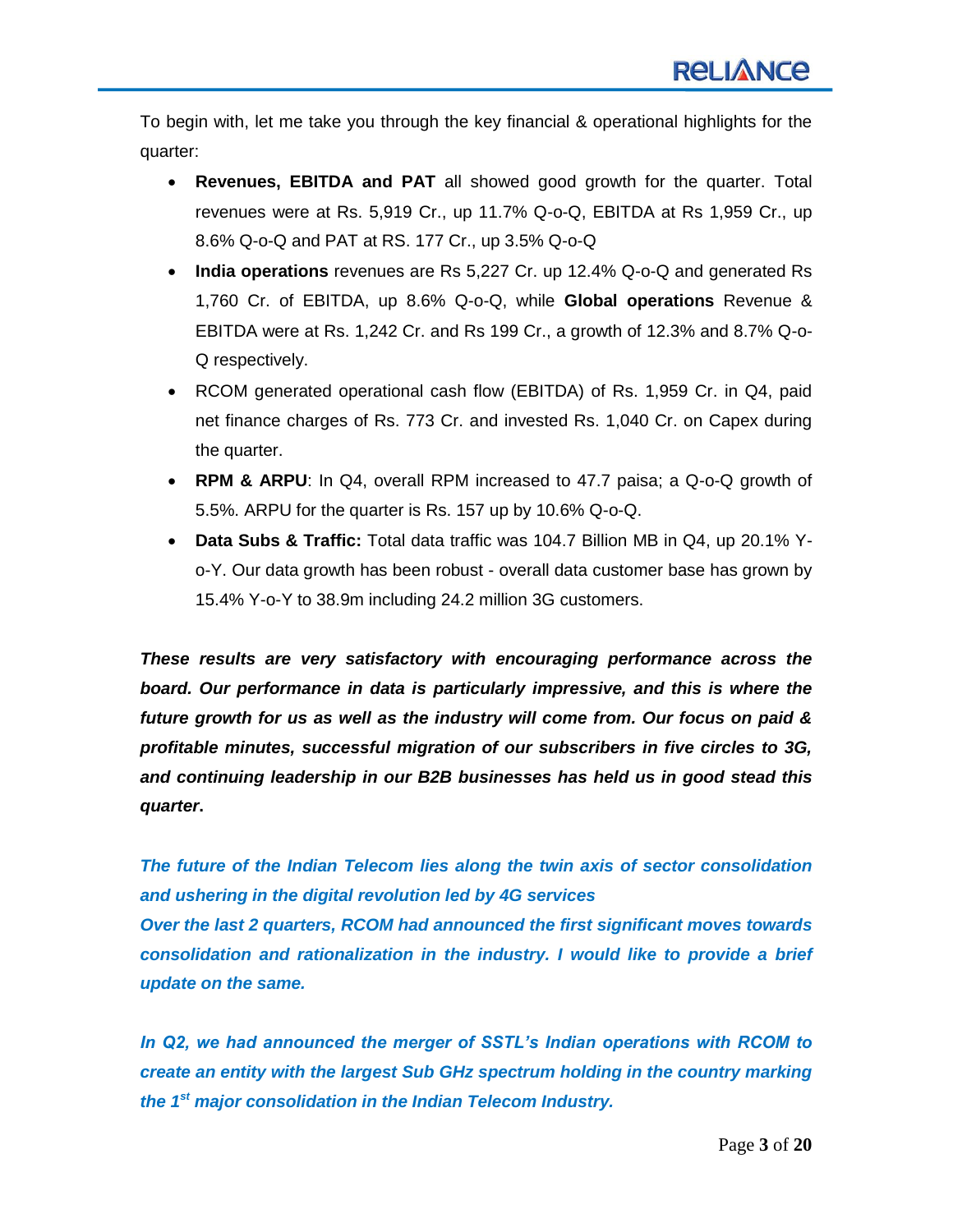To begin with, let me take you through the key financial & operational highlights for the quarter:

- **Revenues, EBITDA and PAT** all showed good growth for the quarter. Total revenues were at Rs. 5,919 Cr., up 11.7% Q-o-Q, EBITDA at Rs 1,959 Cr., up 8.6% Q-o-Q and PAT at RS. 177 Cr., up 3.5% Q-o-Q
- **India operations** revenues are Rs 5,227 Cr. up 12.4% Q-o-Q and generated Rs 1,760 Cr. of EBITDA, up 8.6% Q-o-Q, while **Global operations** Revenue & EBITDA were at Rs. 1,242 Cr. and Rs 199 Cr., a growth of 12.3% and 8.7% Q-o-Q respectively.
- RCOM generated operational cash flow (EBITDA) of Rs. 1,959 Cr. in Q4, paid net finance charges of Rs. 773 Cr. and invested Rs. 1,040 Cr. on Capex during the quarter.
- **RPM & ARPU**: In Q4, overall RPM increased to 47.7 paisa; a Q-o-Q growth of 5.5%. ARPU for the quarter is Rs. 157 up by 10.6% Q-o-Q.
- **Data Subs & Traffic:** Total data traffic was 104.7 Billion MB in Q4, up 20.1% Y-o-Y. Our data growth has been robust - overall data customer base has grown by 15.4% Y-o-Y to 38.9m including 24.2 million 3G customers.

***These results are very satisfactory with encouraging performance across the board. Our performance in data is particularly impressive, and this is where the future growth for us as well as the industry will come from. Our focus on paid & profitable minutes, successful migration of our subscribers in five circles to 3G, and continuing leadership in our B2B businesses has held us in good stead this quarter.***

***The future of the Indian Telecom lies along the twin axis of sector consolidation and ushering in the digital revolution led by 4G services***

***Over the last 2 quarters, RCOM had announced the first significant moves towards consolidation and rationalization in the industry. I would like to provide a brief update on the same.***

***In Q2, we had announced the merger of SSTL's Indian operations with RCOM to create an entity with the largest Sub GHz spectrum holding in the country marking the 1st major consolidation in the Indian Telecom Industry.***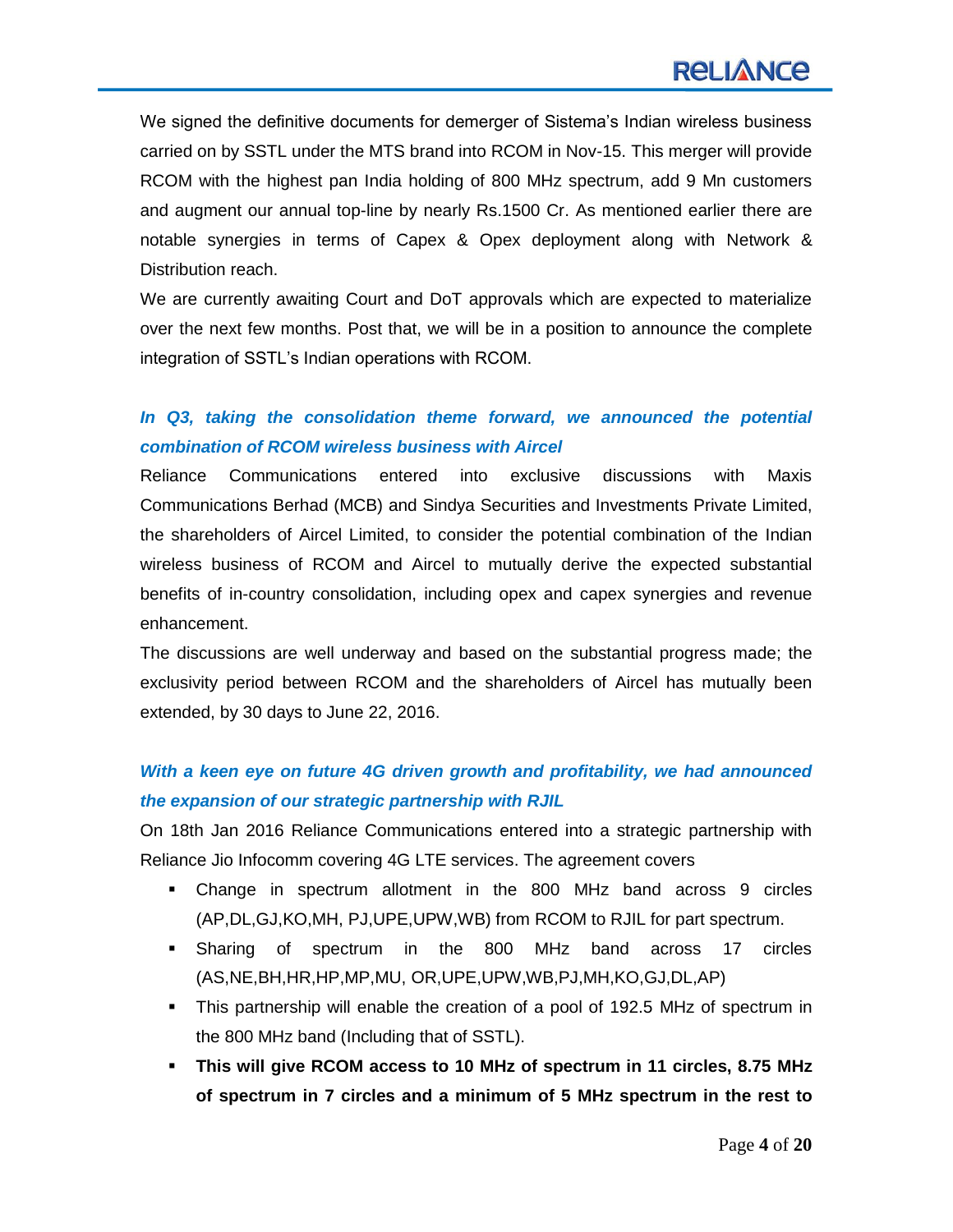We signed the definitive documents for demerger of Sistema's Indian wireless business carried on by SSTL under the MTS brand into RCOM in Nov-15. This merger will provide RCOM with the highest pan India holding of 800 MHz spectrum, add 9 Mn customers and augment our annual top-line by nearly Rs.1500 Cr. As mentioned earlier there are notable synergies in terms of Capex & Opex deployment along with Network & Distribution reach.

We are currently awaiting Court and DoT approvals which are expected to materialize over the next few months. Post that, we will be in a position to announce the complete integration of SSTL's Indian operations with RCOM.

***In Q3, taking the consolidation theme forward, we announced the potential combination of RCOM wireless business with Aircel***

Reliance Communications entered into exclusive discussions with Maxis Communications Berhad (MCB) and Sindya Securities and Investments Private Limited, the shareholders of Aircel Limited, to consider the potential combination of the Indian wireless business of RCOM and Aircel to mutually derive the expected substantial benefits of in-country consolidation, including opex and capex synergies and revenue enhancement.

The discussions are well underway and based on the substantial progress made; the exclusivity period between RCOM and the shareholders of Aircel has mutually been extended, by 30 days to June 22, 2016.

***With a keen eye on future 4G driven growth and profitability, we had announced the expansion of our strategic partnership with RJIL***

On 18th Jan 2016 Reliance Communications entered into a strategic partnership with Reliance Jio Infocomm covering 4G LTE services. The agreement covers

- Change in spectrum allotment in the 800 MHz band across 9 circles (AP,DL,GJ,KO,MH, PJ,UPE,UPW,WB) from RCOM to RJIL for part spectrum.
- Sharing of spectrum in the 800 MHz band across 17 circles (AS,NE,BH,HR,HP,MP,MU, OR,UPE,UPW,WB,PJ,MH,KO,GJ,DL,AP)
- This partnership will enable the creation of a pool of 192.5 MHz of spectrum in the 800 MHz band (Including that of SSTL).
- **This will give RCOM access to 10 MHz of spectrum in 11 circles, 8.75 MHz of spectrum in 7 circles and a minimum of 5 MHz spectrum in the rest to**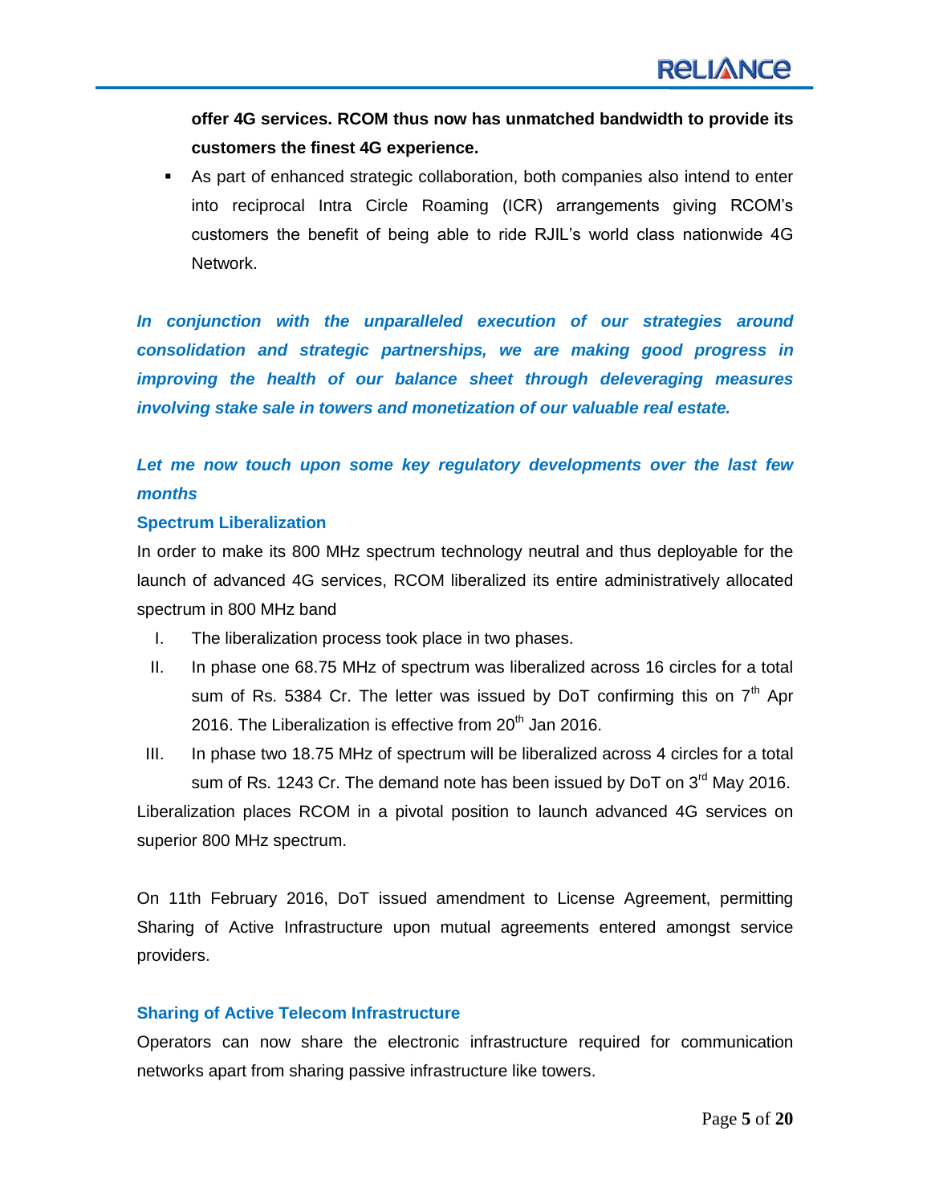**offer 4G services. RCOM thus now has unmatched bandwidth to provide its customers the finest 4G experience.**

- As part of enhanced strategic collaboration, both companies also intend to enter into reciprocal Intra Circle Roaming (ICR) arrangements giving RCOM's customers the benefit of being able to ride RJIL's world class nationwide 4G Network.

***In conjunction with the unparalleled execution of our strategies around consolidation and strategic partnerships, we are making good progress in improving the health of our balance sheet through deleveraging measures involving stake sale in towers and monetization of our valuable real estate.***

***Let me now touch upon some key regulatory developments over the last few months***

**Spectrum Liberalization**

In order to make its 800 MHz spectrum technology neutral and thus deployable for the launch of advanced 4G services, RCOM liberalized its entire administratively allocated spectrum in 800 MHz band

I. The liberalization process took place in two phases.

II. In phase one 68.75 MHz of spectrum was liberalized across 16 circles for a total sum of Rs. 5384 Cr. The letter was issued by DoT confirming this on 7th Apr 2016. The Liberalization is effective from 20th Jan 2016.

III. In phase two 18.75 MHz of spectrum will be liberalized across 4 circles for a total sum of Rs. 1243 Cr. The demand note has been issued by DoT on 3rd May 2016.

Liberalization places RCOM in a pivotal position to launch advanced 4G services on superior 800 MHz spectrum.

On 11th February 2016, DoT issued amendment to License Agreement, permitting Sharing of Active Infrastructure upon mutual agreements entered amongst service providers.

**Sharing of Active Telecom Infrastructure**

Operators can now share the electronic infrastructure required for communication networks apart from sharing passive infrastructure like towers.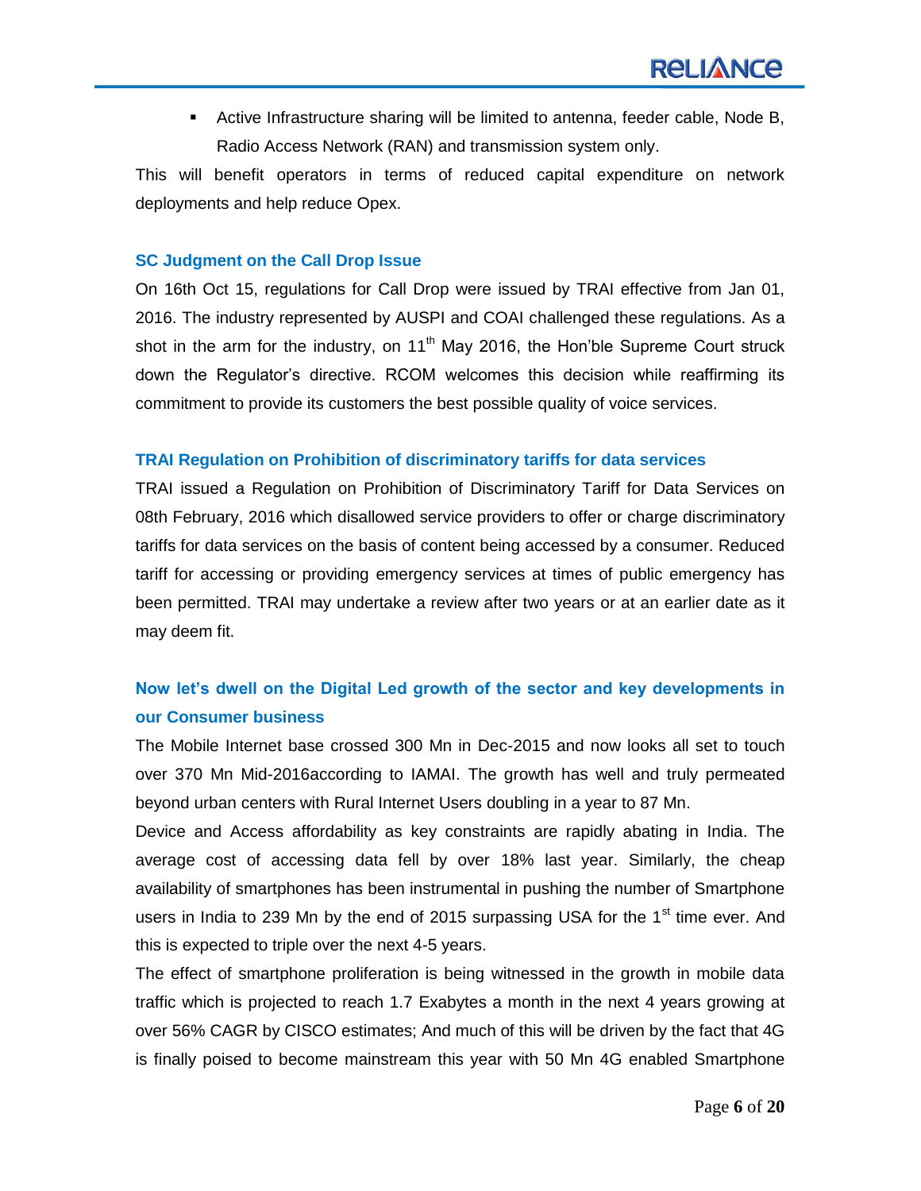- Active Infrastructure sharing will be limited to antenna, feeder cable, Node B, Radio Access Network (RAN) and transmission system only.

This will benefit operators in terms of reduced capital expenditure on network deployments and help reduce Opex.

### SC Judgment on the Call Drop Issue

On 16th Oct 15, regulations for Call Drop were issued by TRAI effective from Jan 01, 2016. The industry represented by AUSPI and COAI challenged these regulations. As a shot in the arm for the industry, on 11th May 2016, the Hon'ble Supreme Court struck down the Regulator's directive. RCOM welcomes this decision while reaffirming its commitment to provide its customers the best possible quality of voice services.

### TRAI Regulation on Prohibition of discriminatory tariffs for data services

TRAI issued a Regulation on Prohibition of Discriminatory Tariff for Data Services on 08th February, 2016 which disallowed service providers to offer or charge discriminatory tariffs for data services on the basis of content being accessed by a consumer. Reduced tariff for accessing or providing emergency services at times of public emergency has been permitted. TRAI may undertake a review after two years or at an earlier date as it may deem fit.

### Now let's dwell on the Digital Led growth of the sector and key developments in our Consumer business

The Mobile Internet base crossed 300 Mn in Dec-2015 and now looks all set to touch over 370 Mn Mid-2016according to IAMAI. The growth has well and truly permeated beyond urban centers with Rural Internet Users doubling in a year to 87 Mn.

Device and Access affordability as key constraints are rapidly abating in India. The average cost of accessing data fell by over 18% last year. Similarly, the cheap availability of smartphones has been instrumental in pushing the number of Smartphone users in India to 239 Mn by the end of 2015 surpassing USA for the 1st time ever. And this is expected to triple over the next 4-5 years.

The effect of smartphone proliferation is being witnessed in the growth in mobile data traffic which is projected to reach 1.7 Exabytes a month in the next 4 years growing at over 56% CAGR by CISCO estimates; And much of this will be driven by the fact that 4G is finally poised to become mainstream this year with 50 Mn 4G enabled Smartphone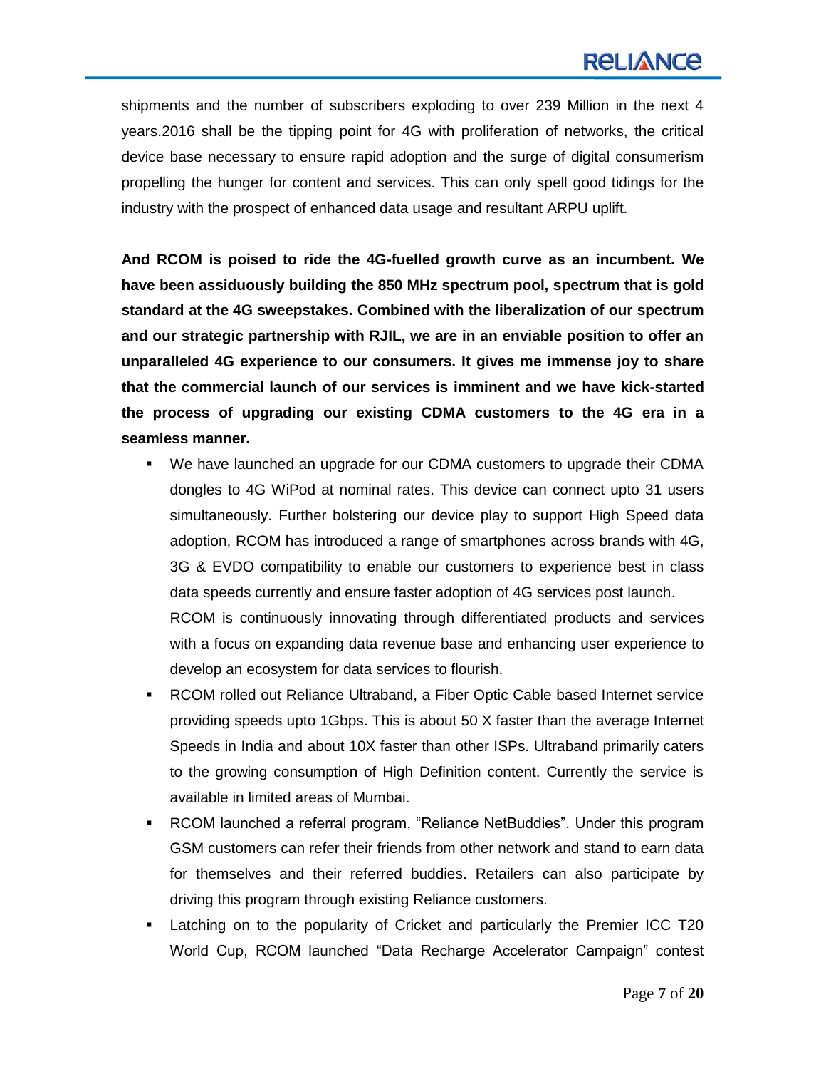shipments and the number of subscribers exploding to over 239 Million in the next 4 years.2016 shall be the tipping point for 4G with proliferation of networks, the critical device base necessary to ensure rapid adoption and the surge of digital consumerism propelling the hunger for content and services. This can only spell good tidings for the industry with the prospect of enhanced data usage and resultant ARPU uplift.

**And RCOM is poised to ride the 4G-fuelled growth curve as an incumbent. We have been assiduously building the 850 MHz spectrum pool, spectrum that is gold standard at the 4G sweepstakes. Combined with the liberalization of our spectrum and our strategic partnership with RJIL, we are in an enviable position to offer an unparalleled 4G experience to our consumers. It gives me immense joy to share that the commercial launch of our services is imminent and we have kick-started the process of upgrading our existing CDMA customers to the 4G era in a seamless manner.**

- We have launched an upgrade for our CDMA customers to upgrade their CDMA dongles to 4G WiPod at nominal rates. This device can connect upto 31 users simultaneously. Further bolstering our device play to support High Speed data adoption, RCOM has introduced a range of smartphones across brands with 4G, 3G & EVDO compatibility to enable our customers to experience best in class data speeds currently and ensure faster adoption of 4G services post launch.
  RCOM is continuously innovating through differentiated products and services with a focus on expanding data revenue base and enhancing user experience to develop an ecosystem for data services to flourish.
- RCOM rolled out Reliance Ultraband, a Fiber Optic Cable based Internet service providing speeds upto 1Gbps. This is about 50 X faster than the average Internet Speeds in India and about 10X faster than other ISPs. Ultraband primarily caters to the growing consumption of High Definition content. Currently the service is available in limited areas of Mumbai.
- RCOM launched a referral program, "Reliance NetBuddies". Under this program GSM customers can refer their friends from other network and stand to earn data for themselves and their referred buddies. Retailers can also participate by driving this program through existing Reliance customers.
- Latching on to the popularity of Cricket and particularly the Premier ICC T20 World Cup, RCOM launched "Data Recharge Accelerator Campaign" contest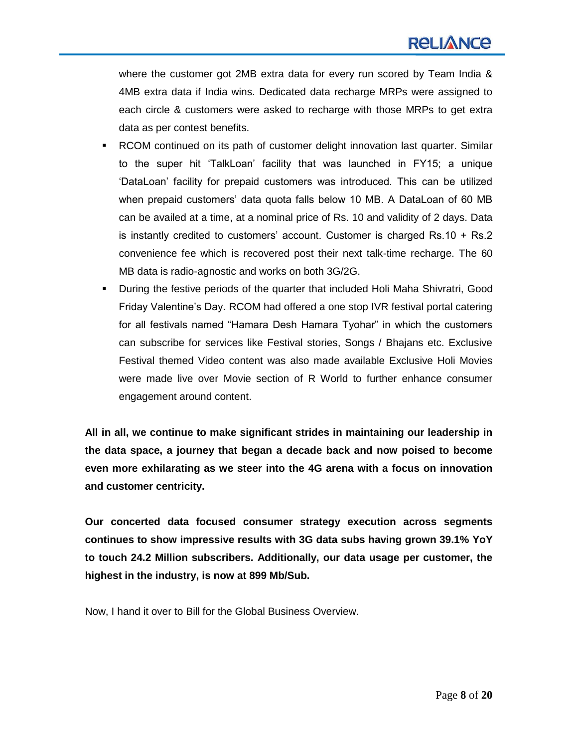where the customer got 2MB extra data for every run scored by Team India & 4MB extra data if India wins. Dedicated data recharge MRPs were assigned to each circle & customers were asked to recharge with those MRPs to get extra data as per contest benefits.

- RCOM continued on its path of customer delight innovation last quarter. Similar to the super hit 'TalkLoan' facility that was launched in FY15; a unique 'DataLoan' facility for prepaid customers was introduced. This can be utilized when prepaid customers' data quota falls below 10 MB. A DataLoan of 60 MB can be availed at a time, at a nominal price of Rs. 10 and validity of 2 days. Data is instantly credited to customers' account. Customer is charged Rs.10 + Rs.2 convenience fee which is recovered post their next talk-time recharge. The 60 MB data is radio-agnostic and works on both 3G/2G.
- During the festive periods of the quarter that included Holi Maha Shivratri, Good Friday Valentine's Day. RCOM had offered a one stop IVR festival portal catering for all festivals named "Hamara Desh Hamara Tyohar" in which the customers can subscribe for services like Festival stories, Songs / Bhajans etc. Exclusive Festival themed Video content was also made available Exclusive Holi Movies were made live over Movie section of R World to further enhance consumer engagement around content.

**All in all, we continue to make significant strides in maintaining our leadership in the data space, a journey that began a decade back and now poised to become even more exhilarating as we steer into the 4G arena with a focus on innovation and customer centricity.**

**Our concerted data focused consumer strategy execution across segments continues to show impressive results with 3G data subs having grown 39.1% YoY to touch 24.2 Million subscribers. Additionally, our data usage per customer, the highest in the industry, is now at 899 Mb/Sub.**

Now, I hand it over to Bill for the Global Business Overview.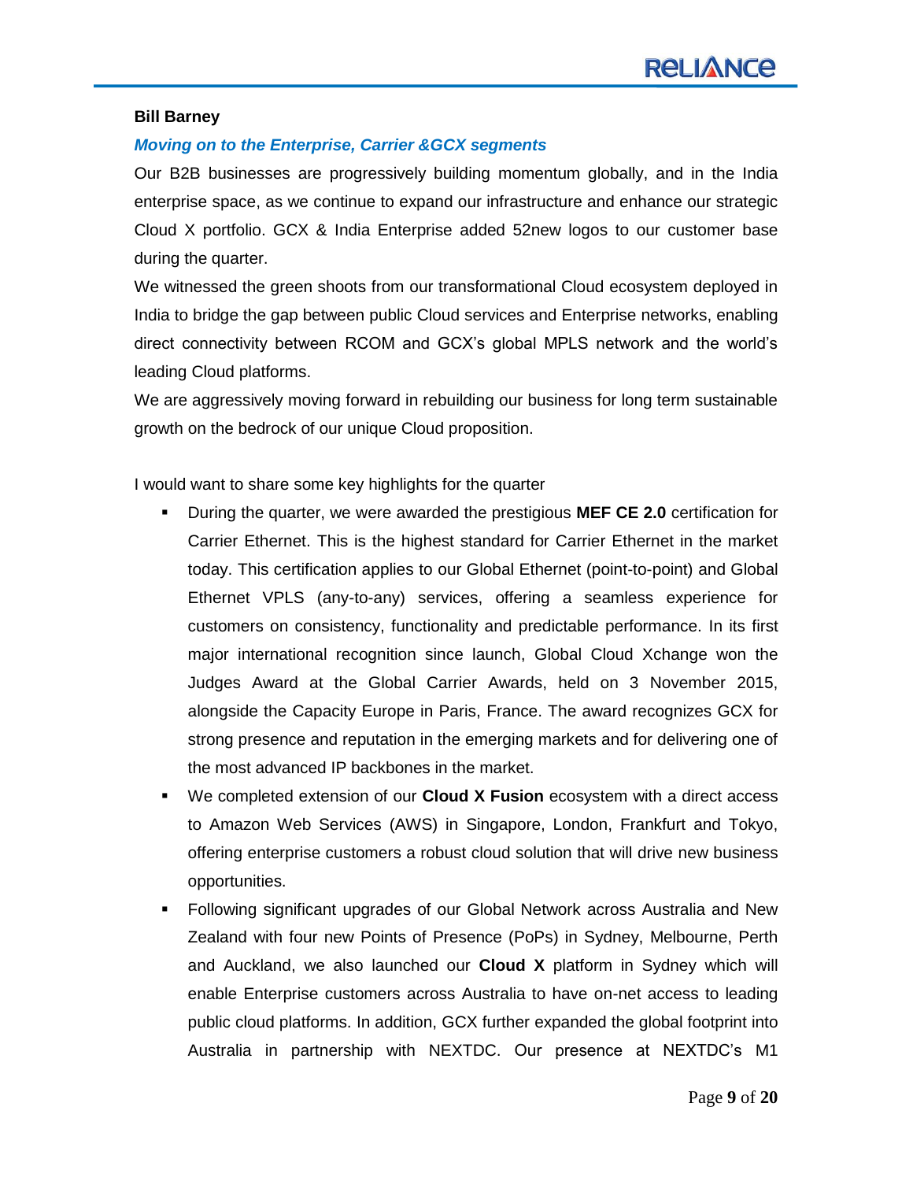**Bill Barney**

***Moving on to the Enterprise, Carrier &GCX segments***

Our B2B businesses are progressively building momentum globally, and in the India enterprise space, as we continue to expand our infrastructure and enhance our strategic Cloud X portfolio. GCX & India Enterprise added 52new logos to our customer base during the quarter.

We witnessed the green shoots from our transformational Cloud ecosystem deployed in India to bridge the gap between public Cloud services and Enterprise networks, enabling direct connectivity between RCOM and GCX's global MPLS network and the world's leading Cloud platforms.

We are aggressively moving forward in rebuilding our business for long term sustainable growth on the bedrock of our unique Cloud proposition.

I would want to share some key highlights for the quarter

- During the quarter, we were awarded the prestigious **MEF CE 2.0** certification for Carrier Ethernet. This is the highest standard for Carrier Ethernet in the market today. This certification applies to our Global Ethernet (point-to-point) and Global Ethernet VPLS (any-to-any) services, offering a seamless experience for customers on consistency, functionality and predictable performance. In its first major international recognition since launch, Global Cloud Xchange won the Judges Award at the Global Carrier Awards, held on 3 November 2015, alongside the Capacity Europe in Paris, France. The award recognizes GCX for strong presence and reputation in the emerging markets and for delivering one of the most advanced IP backbones in the market.
- We completed extension of our **Cloud X Fusion** ecosystem with a direct access to Amazon Web Services (AWS) in Singapore, London, Frankfurt and Tokyo, offering enterprise customers a robust cloud solution that will drive new business opportunities.
- Following significant upgrades of our Global Network across Australia and New Zealand with four new Points of Presence (PoPs) in Sydney, Melbourne, Perth and Auckland, we also launched our **Cloud X** platform in Sydney which will enable Enterprise customers across Australia to have on-net access to leading public cloud platforms. In addition, GCX further expanded the global footprint into Australia in partnership with NEXTDC. Our presence at NEXTDC's M1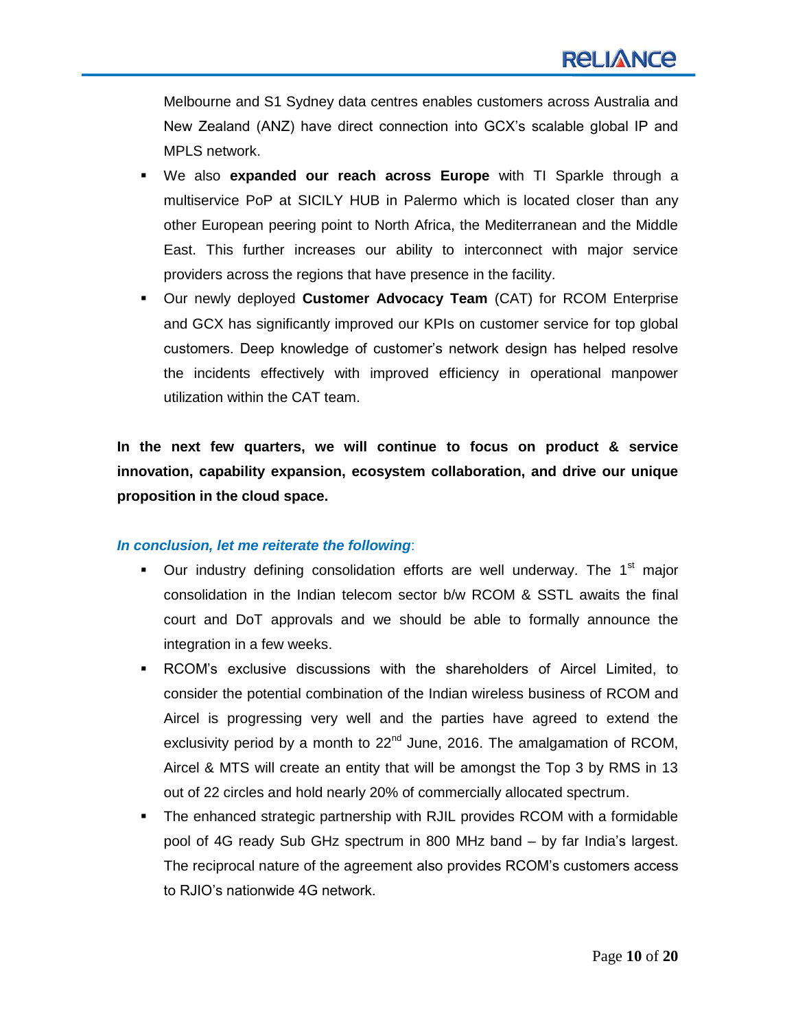Melbourne and S1 Sydney data centres enables customers across Australia and New Zealand (ANZ) have direct connection into GCX's scalable global IP and MPLS network.

- We also **expanded our reach across Europe** with TI Sparkle through a multiservice PoP at SICILY HUB in Palermo which is located closer than any other European peering point to North Africa, the Mediterranean and the Middle East. This further increases our ability to interconnect with major service providers across the regions that have presence in the facility.
- Our newly deployed **Customer Advocacy Team** (CAT) for RCOM Enterprise and GCX has significantly improved our KPIs on customer service for top global customers. Deep knowledge of customer's network design has helped resolve the incidents effectively with improved efficiency in operational manpower utilization within the CAT team.

**In the next few quarters, we will continue to focus on product & service innovation, capability expansion, ecosystem collaboration, and drive our unique proposition in the cloud space.**

***In conclusion, let me reiterate the following*:**

- Our industry defining consolidation efforts are well underway. The 1st major consolidation in the Indian telecom sector b/w RCOM & SSTL awaits the final court and DoT approvals and we should be able to formally announce the integration in a few weeks.
- RCOM's exclusive discussions with the shareholders of Aircel Limited, to consider the potential combination of the Indian wireless business of RCOM and Aircel is progressing very well and the parties have agreed to extend the exclusivity period by a month to 22nd June, 2016. The amalgamation of RCOM, Aircel & MTS will create an entity that will be amongst the Top 3 by RMS in 13 out of 22 circles and hold nearly 20% of commercially allocated spectrum.
- The enhanced strategic partnership with RJIL provides RCOM with a formidable pool of 4G ready Sub GHz spectrum in 800 MHz band – by far India's largest. The reciprocal nature of the agreement also provides RCOM's customers access to RJIO's nationwide 4G network.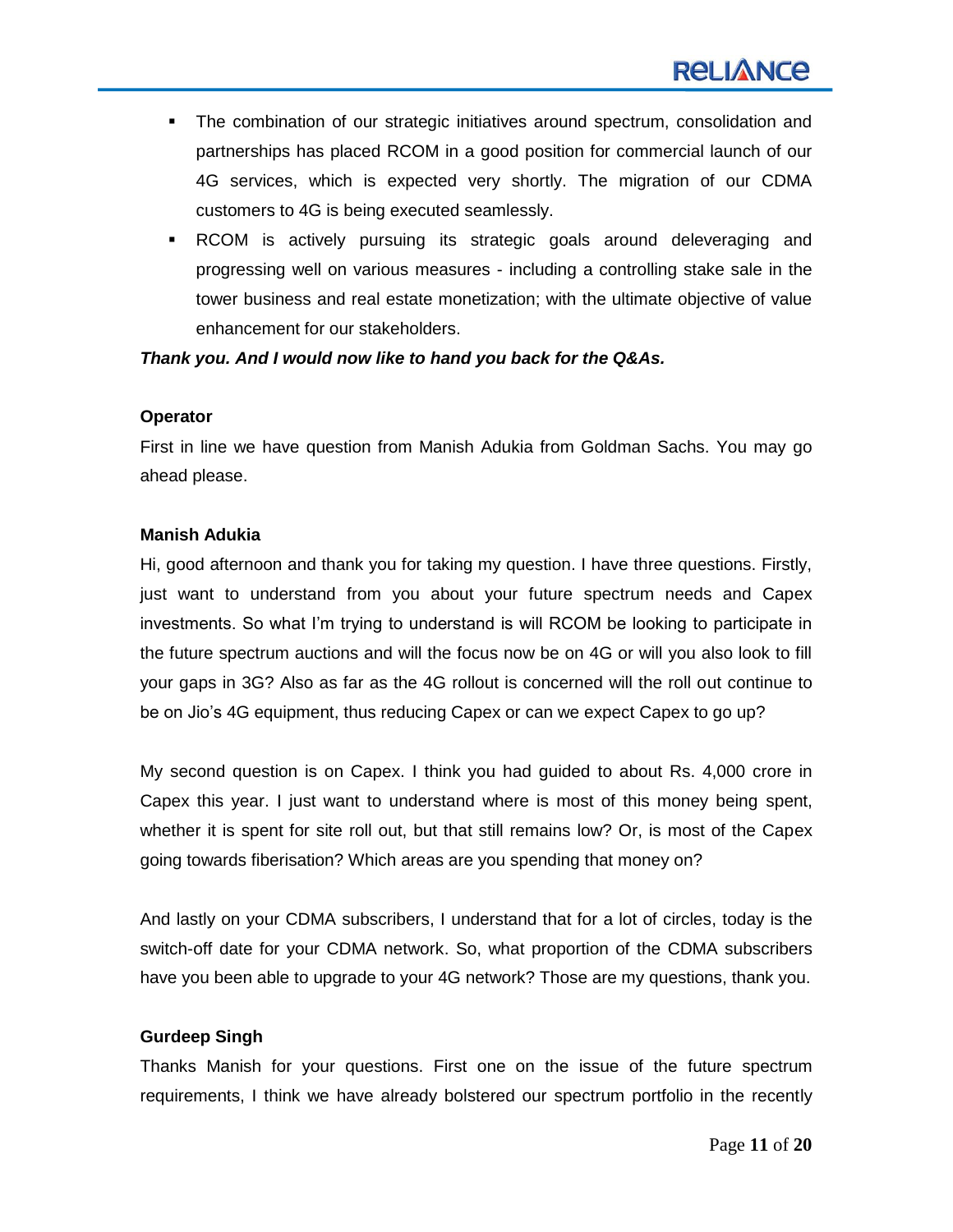- The combination of our strategic initiatives around spectrum, consolidation and partnerships has placed RCOM in a good position for commercial launch of our 4G services, which is expected very shortly. The migration of our CDMA customers to 4G is being executed seamlessly.
- RCOM is actively pursuing its strategic goals around deleveraging and progressing well on various measures - including a controlling stake sale in the tower business and real estate monetization; with the ultimate objective of value enhancement for our stakeholders.

***Thank you. And I would now like to hand you back for the Q&As.***

**Operator**

First in line we have question from Manish Adukia from Goldman Sachs. You may go ahead please.

**Manish Adukia**

Hi, good afternoon and thank you for taking my question. I have three questions. Firstly, just want to understand from you about your future spectrum needs and Capex investments. So what I'm trying to understand is will RCOM be looking to participate in the future spectrum auctions and will the focus now be on 4G or will you also look to fill your gaps in 3G? Also as far as the 4G rollout is concerned will the roll out continue to be on Jio's 4G equipment, thus reducing Capex or can we expect Capex to go up?

My second question is on Capex. I think you had guided to about Rs. 4,000 crore in Capex this year. I just want to understand where is most of this money being spent, whether it is spent for site roll out, but that still remains low? Or, is most of the Capex going towards fiberisation? Which areas are you spending that money on?

And lastly on your CDMA subscribers, I understand that for a lot of circles, today is the switch-off date for your CDMA network. So, what proportion of the CDMA subscribers have you been able to upgrade to your 4G network? Those are my questions, thank you.

**Gurdeep Singh**

Thanks Manish for your questions. First one on the issue of the future spectrum requirements, I think we have already bolstered our spectrum portfolio in the recently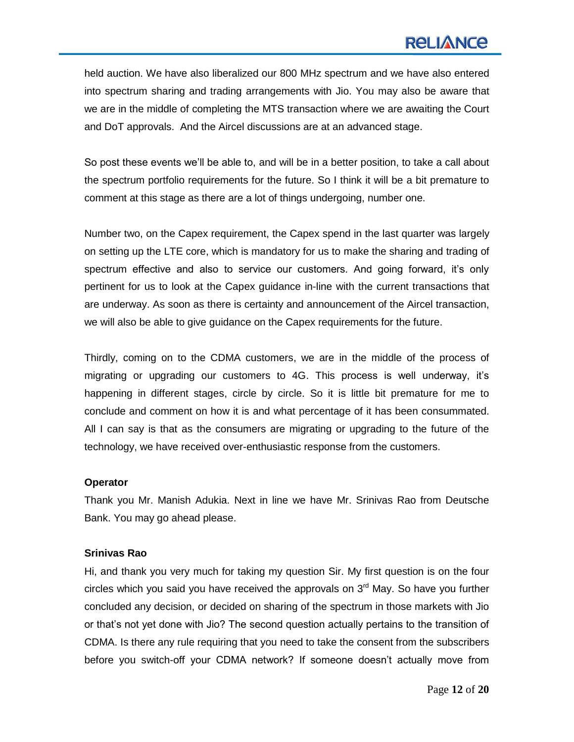held auction. We have also liberalized our 800 MHz spectrum and we have also entered into spectrum sharing and trading arrangements with Jio. You may also be aware that we are in the middle of completing the MTS transaction where we are awaiting the Court and DoT approvals. And the Aircel discussions are at an advanced stage.

So post these events we'll be able to, and will be in a better position, to take a call about the spectrum portfolio requirements for the future. So I think it will be a bit premature to comment at this stage as there are a lot of things undergoing, number one.

Number two, on the Capex requirement, the Capex spend in the last quarter was largely on setting up the LTE core, which is mandatory for us to make the sharing and trading of spectrum effective and also to service our customers. And going forward, it's only pertinent for us to look at the Capex guidance in-line with the current transactions that are underway. As soon as there is certainty and announcement of the Aircel transaction, we will also be able to give guidance on the Capex requirements for the future.

Thirdly, coming on to the CDMA customers, we are in the middle of the process of migrating or upgrading our customers to 4G. This process is well underway, it's happening in different stages, circle by circle. So it is little bit premature for me to conclude and comment on how it is and what percentage of it has been consummated. All I can say is that as the consumers are migrating or upgrading to the future of the technology, we have received over-enthusiastic response from the customers.

**Operator**

Thank you Mr. Manish Adukia. Next in line we have Mr. Srinivas Rao from Deutsche Bank. You may go ahead please.

**Srinivas Rao**

Hi, and thank you very much for taking my question Sir. My first question is on the four circles which you said you have received the approvals on 3rd May. So have you further concluded any decision, or decided on sharing of the spectrum in those markets with Jio or that's not yet done with Jio? The second question actually pertains to the transition of CDMA. Is there any rule requiring that you need to take the consent from the subscribers before you switch-off your CDMA network? If someone doesn't actually move from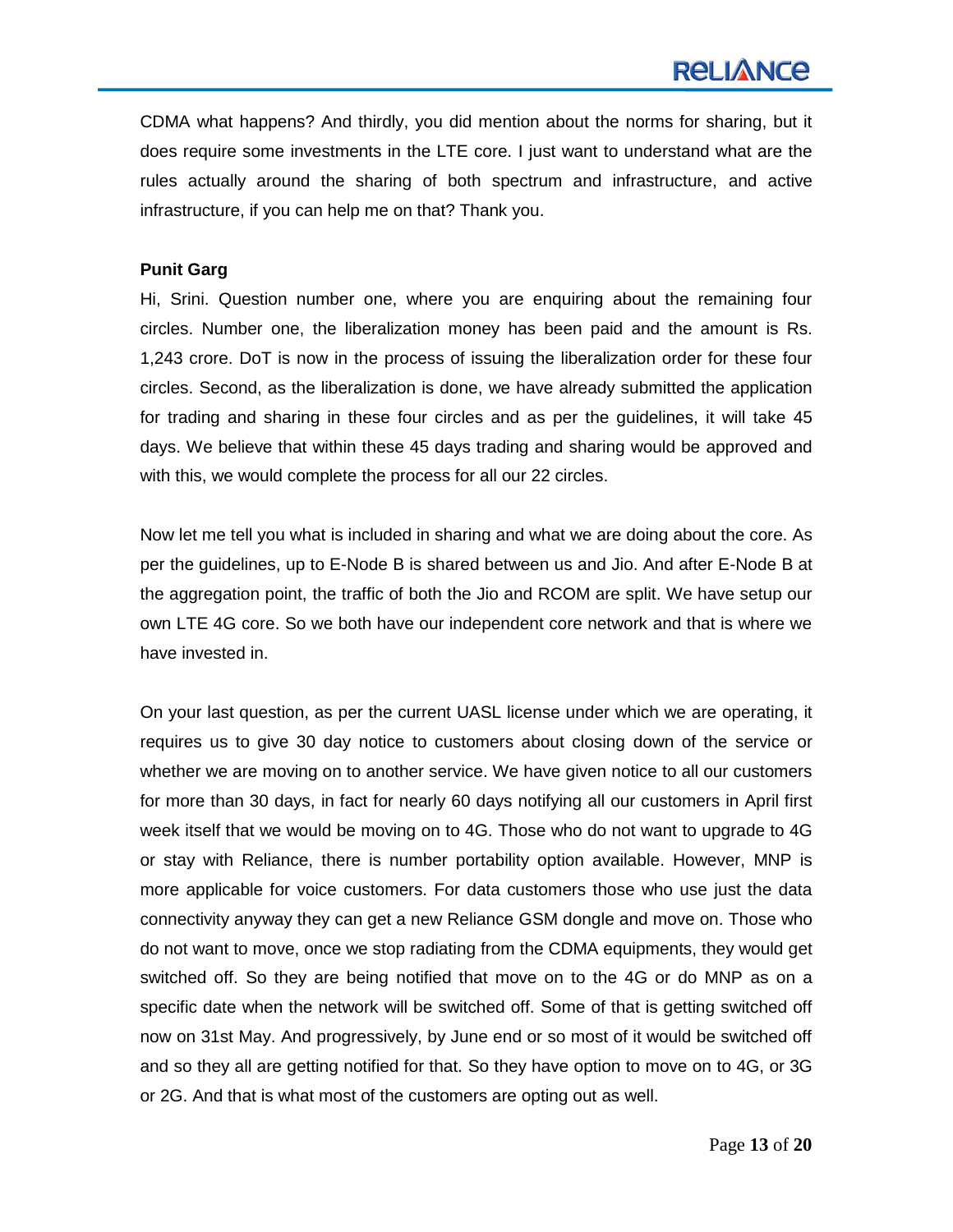CDMA what happens? And thirdly, you did mention about the norms for sharing, but it does require some investments in the LTE core. I just want to understand what are the rules actually around the sharing of both spectrum and infrastructure, and active infrastructure, if you can help me on that? Thank you.

**Punit Garg**

Hi, Srini. Question number one, where you are enquiring about the remaining four circles. Number one, the liberalization money has been paid and the amount is Rs. 1,243 crore. DoT is now in the process of issuing the liberalization order for these four circles. Second, as the liberalization is done, we have already submitted the application for trading and sharing in these four circles and as per the guidelines, it will take 45 days. We believe that within these 45 days trading and sharing would be approved and with this, we would complete the process for all our 22 circles.

Now let me tell you what is included in sharing and what we are doing about the core. As per the guidelines, up to E-Node B is shared between us and Jio. And after E-Node B at the aggregation point, the traffic of both the Jio and RCOM are split. We have setup our own LTE 4G core. So we both have our independent core network and that is where we have invested in.

On your last question, as per the current UASL license under which we are operating, it requires us to give 30 day notice to customers about closing down of the service or whether we are moving on to another service. We have given notice to all our customers for more than 30 days, in fact for nearly 60 days notifying all our customers in April first week itself that we would be moving on to 4G. Those who do not want to upgrade to 4G or stay with Reliance, there is number portability option available. However, MNP is more applicable for voice customers. For data customers those who use just the data connectivity anyway they can get a new Reliance GSM dongle and move on. Those who do not want to move, once we stop radiating from the CDMA equipments, they would get switched off. So they are being notified that move on to the 4G or do MNP as on a specific date when the network will be switched off. Some of that is getting switched off now on 31st May. And progressively, by June end or so most of it would be switched off and so they all are getting notified for that. So they have option to move on to 4G, or 3G or 2G. And that is what most of the customers are opting out as well.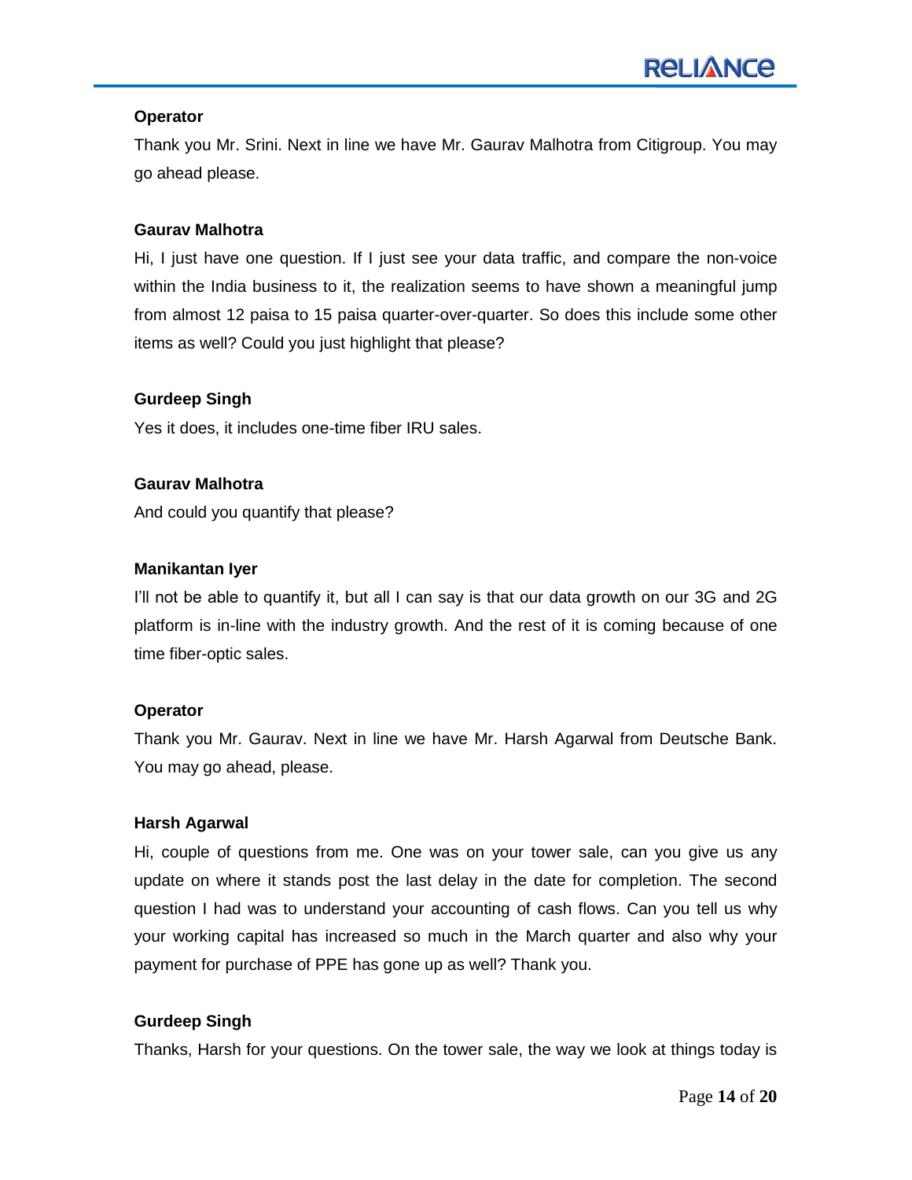**Operator**

Thank you Mr. Srini. Next in line we have Mr. Gaurav Malhotra from Citigroup. You may go ahead please.

**Gaurav Malhotra**

Hi, I just have one question. If I just see your data traffic, and compare the non-voice within the India business to it, the realization seems to have shown a meaningful jump from almost 12 paisa to 15 paisa quarter-over-quarter. So does this include some other items as well? Could you just highlight that please?

**Gurdeep Singh**

Yes it does, it includes one-time fiber IRU sales.

**Gaurav Malhotra**

And could you quantify that please?

**Manikantan Iyer**

I'll not be able to quantify it, but all I can say is that our data growth on our 3G and 2G platform is in-line with the industry growth. And the rest of it is coming because of one time fiber-optic sales.

**Operator**

Thank you Mr. Gaurav. Next in line we have Mr. Harsh Agarwal from Deutsche Bank. You may go ahead, please.

**Harsh Agarwal**

Hi, couple of questions from me. One was on your tower sale, can you give us any update on where it stands post the last delay in the date for completion. The second question I had was to understand your accounting of cash flows. Can you tell us why your working capital has increased so much in the March quarter and also why your payment for purchase of PPE has gone up as well? Thank you.

**Gurdeep Singh**

Thanks, Harsh for your questions. On the tower sale, the way we look at things today is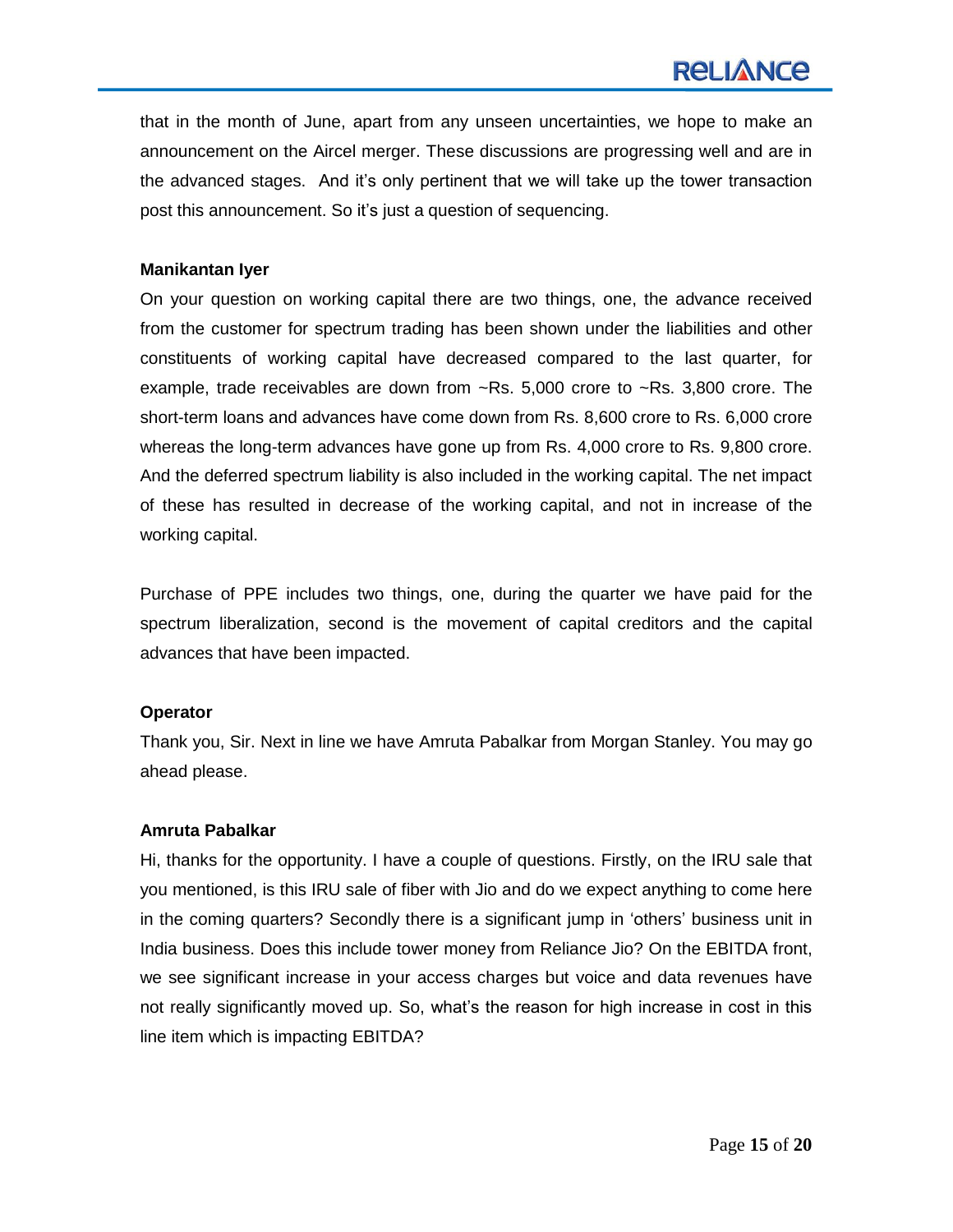that in the month of June, apart from any unseen uncertainties, we hope to make an announcement on the Aircel merger. These discussions are progressing well and are in the advanced stages. And it's only pertinent that we will take up the tower transaction post this announcement. So it's just a question of sequencing.

**Manikantan Iyer**

On your question on working capital there are two things, one, the advance received from the customer for spectrum trading has been shown under the liabilities and other constituents of working capital have decreased compared to the last quarter, for example, trade receivables are down from ~Rs. 5,000 crore to ~Rs. 3,800 crore. The short-term loans and advances have come down from Rs. 8,600 crore to Rs. 6,000 crore whereas the long-term advances have gone up from Rs. 4,000 crore to Rs. 9,800 crore. And the deferred spectrum liability is also included in the working capital. The net impact of these has resulted in decrease of the working capital, and not in increase of the working capital.

Purchase of PPE includes two things, one, during the quarter we have paid for the spectrum liberalization, second is the movement of capital creditors and the capital advances that have been impacted.

**Operator**

Thank you, Sir. Next in line we have Amruta Pabalkar from Morgan Stanley. You may go ahead please.

**Amruta Pabalkar**

Hi, thanks for the opportunity. I have a couple of questions. Firstly, on the IRU sale that you mentioned, is this IRU sale of fiber with Jio and do we expect anything to come here in the coming quarters? Secondly there is a significant jump in 'others' business unit in India business. Does this include tower money from Reliance Jio? On the EBITDA front, we see significant increase in your access charges but voice and data revenues have not really significantly moved up. So, what's the reason for high increase in cost in this line item which is impacting EBITDA?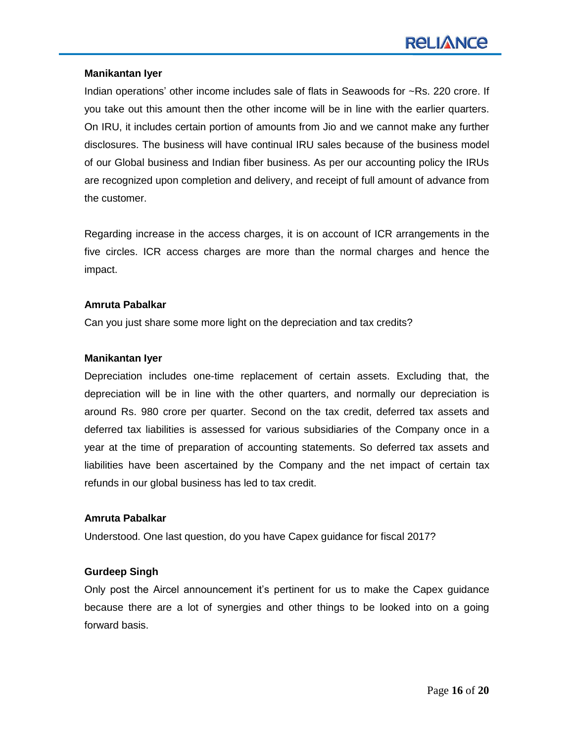**Manikantan Iyer**

Indian operations' other income includes sale of flats in Seawoods for ~Rs. 220 crore. If you take out this amount then the other income will be in line with the earlier quarters. On IRU, it includes certain portion of amounts from Jio and we cannot make any further disclosures. The business will have continual IRU sales because of the business model of our Global business and Indian fiber business. As per our accounting policy the IRUs are recognized upon completion and delivery, and receipt of full amount of advance from the customer.

Regarding increase in the access charges, it is on account of ICR arrangements in the five circles. ICR access charges are more than the normal charges and hence the impact.

**Amruta Pabalkar**

Can you just share some more light on the depreciation and tax credits?

**Manikantan Iyer**

Depreciation includes one-time replacement of certain assets. Excluding that, the depreciation will be in line with the other quarters, and normally our depreciation is around Rs. 980 crore per quarter. Second on the tax credit, deferred tax assets and deferred tax liabilities is assessed for various subsidiaries of the Company once in a year at the time of preparation of accounting statements. So deferred tax assets and liabilities have been ascertained by the Company and the net impact of certain tax refunds in our global business has led to tax credit.

**Amruta Pabalkar**

Understood. One last question, do you have Capex guidance for fiscal 2017?

**Gurdeep Singh**

Only post the Aircel announcement it's pertinent for us to make the Capex guidance because there are a lot of synergies and other things to be looked into on a going forward basis.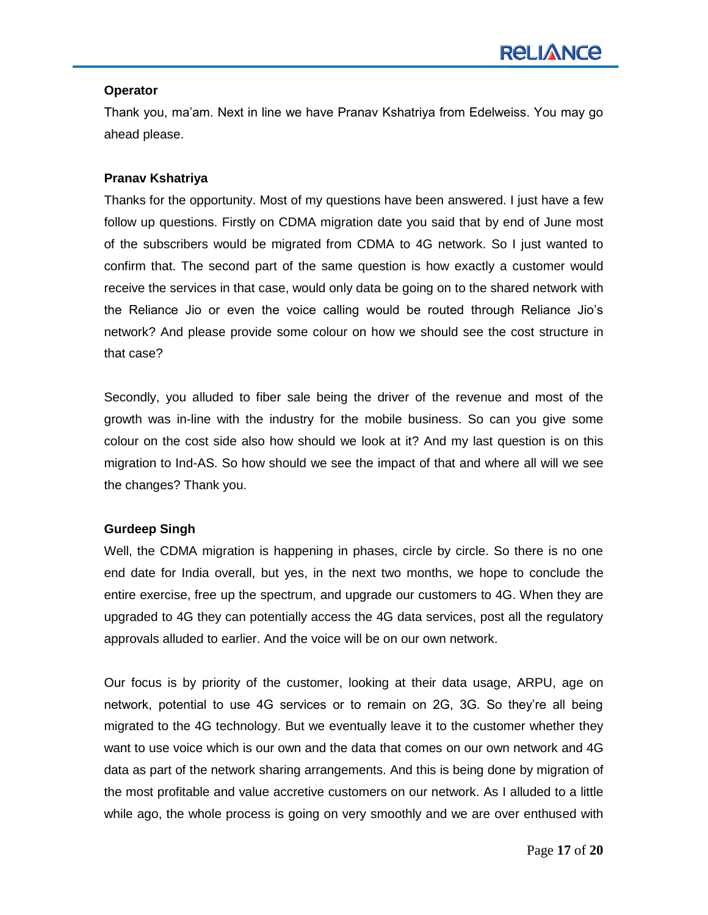**Operator**

Thank you, ma'am. Next in line we have Pranav Kshatriya from Edelweiss. You may go ahead please.

**Pranav Kshatriya**

Thanks for the opportunity. Most of my questions have been answered. I just have a few follow up questions. Firstly on CDMA migration date you said that by end of June most of the subscribers would be migrated from CDMA to 4G network. So I just wanted to confirm that. The second part of the same question is how exactly a customer would receive the services in that case, would only data be going on to the shared network with the Reliance Jio or even the voice calling would be routed through Reliance Jio's network? And please provide some colour on how we should see the cost structure in that case?

Secondly, you alluded to fiber sale being the driver of the revenue and most of the growth was in-line with the industry for the mobile business. So can you give some colour on the cost side also how should we look at it? And my last question is on this migration to Ind-AS. So how should we see the impact of that and where all will we see the changes? Thank you.

**Gurdeep Singh**

Well, the CDMA migration is happening in phases, circle by circle. So there is no one end date for India overall, but yes, in the next two months, we hope to conclude the entire exercise, free up the spectrum, and upgrade our customers to 4G. When they are upgraded to 4G they can potentially access the 4G data services, post all the regulatory approvals alluded to earlier. And the voice will be on our own network.

Our focus is by priority of the customer, looking at their data usage, ARPU, age on network, potential to use 4G services or to remain on 2G, 3G. So they're all being migrated to the 4G technology. But we eventually leave it to the customer whether they want to use voice which is our own and the data that comes on our own network and 4G data as part of the network sharing arrangements. And this is being done by migration of the most profitable and value accretive customers on our network. As I alluded to a little while ago, the whole process is going on very smoothly and we are over enthused with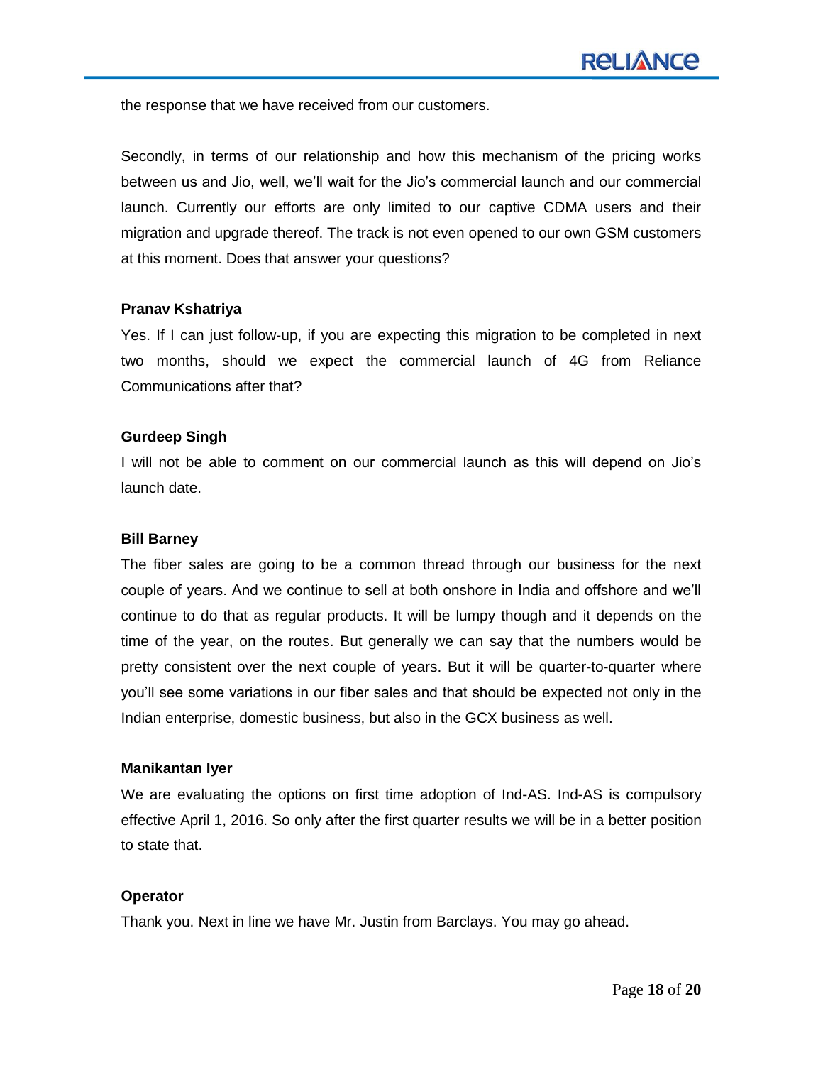the response that we have received from our customers.

Secondly, in terms of our relationship and how this mechanism of the pricing works between us and Jio, well, we'll wait for the Jio's commercial launch and our commercial launch. Currently our efforts are only limited to our captive CDMA users and their migration and upgrade thereof. The track is not even opened to our own GSM customers at this moment. Does that answer your questions?

**Pranav Kshatriya**

Yes. If I can just follow-up, if you are expecting this migration to be completed in next two months, should we expect the commercial launch of 4G from Reliance Communications after that?

**Gurdeep Singh**

I will not be able to comment on our commercial launch as this will depend on Jio's launch date.

**Bill Barney**

The fiber sales are going to be a common thread through our business for the next couple of years. And we continue to sell at both onshore in India and offshore and we'll continue to do that as regular products. It will be lumpy though and it depends on the time of the year, on the routes. But generally we can say that the numbers would be pretty consistent over the next couple of years. But it will be quarter-to-quarter where you'll see some variations in our fiber sales and that should be expected not only in the Indian enterprise, domestic business, but also in the GCX business as well.

**Manikantan Iyer**

We are evaluating the options on first time adoption of Ind-AS. Ind-AS is compulsory effective April 1, 2016. So only after the first quarter results we will be in a better position to state that.

**Operator**

Thank you. Next in line we have Mr. Justin from Barclays. You may go ahead.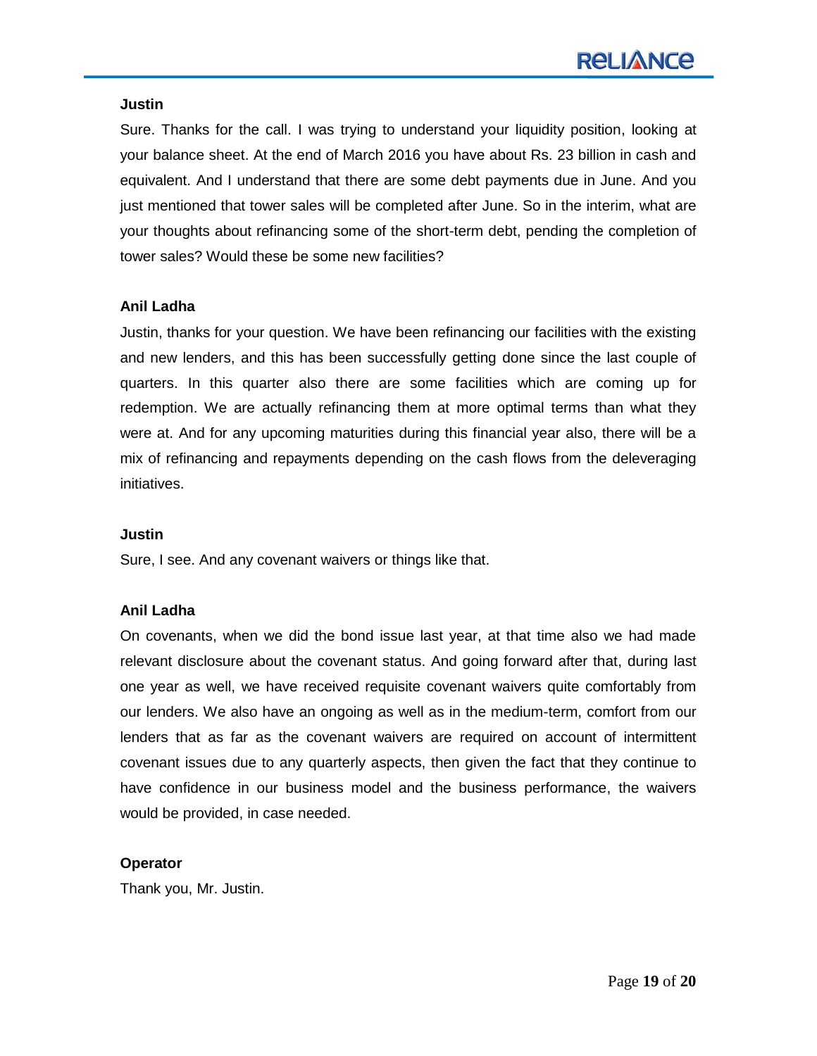**Justin**

Sure. Thanks for the call. I was trying to understand your liquidity position, looking at your balance sheet. At the end of March 2016 you have about Rs. 23 billion in cash and equivalent. And I understand that there are some debt payments due in June. And you just mentioned that tower sales will be completed after June. So in the interim, what are your thoughts about refinancing some of the short-term debt, pending the completion of tower sales? Would these be some new facilities?

**Anil Ladha**

Justin, thanks for your question. We have been refinancing our facilities with the existing and new lenders, and this has been successfully getting done since the last couple of quarters. In this quarter also there are some facilities which are coming up for redemption. We are actually refinancing them at more optimal terms than what they were at. And for any upcoming maturities during this financial year also, there will be a mix of refinancing and repayments depending on the cash flows from the deleveraging initiatives.

**Justin**

Sure, I see. And any covenant waivers or things like that.

**Anil Ladha**

On covenants, when we did the bond issue last year, at that time also we had made relevant disclosure about the covenant status. And going forward after that, during last one year as well, we have received requisite covenant waivers quite comfortably from our lenders. We also have an ongoing as well as in the medium-term, comfort from our lenders that as far as the covenant waivers are required on account of intermittent covenant issues due to any quarterly aspects, then given the fact that they continue to have confidence in our business model and the business performance, the waivers would be provided, in case needed.

**Operator**

Thank you, Mr. Justin.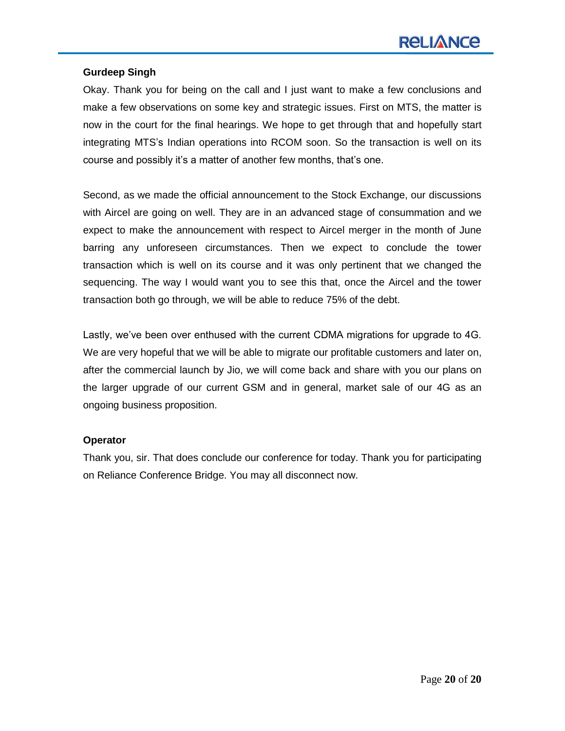**Gurdeep Singh**

Okay. Thank you for being on the call and I just want to make a few conclusions and make a few observations on some key and strategic issues. First on MTS, the matter is now in the court for the final hearings. We hope to get through that and hopefully start integrating MTS's Indian operations into RCOM soon. So the transaction is well on its course and possibly it's a matter of another few months, that's one.

Second, as we made the official announcement to the Stock Exchange, our discussions with Aircel are going on well. They are in an advanced stage of consummation and we expect to make the announcement with respect to Aircel merger in the month of June barring any unforeseen circumstances. Then we expect to conclude the tower transaction which is well on its course and it was only pertinent that we changed the sequencing. The way I would want you to see this that, once the Aircel and the tower transaction both go through, we will be able to reduce 75% of the debt.

Lastly, we've been over enthused with the current CDMA migrations for upgrade to 4G. We are very hopeful that we will be able to migrate our profitable customers and later on, after the commercial launch by Jio, we will come back and share with you our plans on the larger upgrade of our current GSM and in general, market sale of our 4G as an ongoing business proposition.

**Operator**

Thank you, sir. That does conclude our conference for today. Thank you for participating on Reliance Conference Bridge. You may all disconnect now.